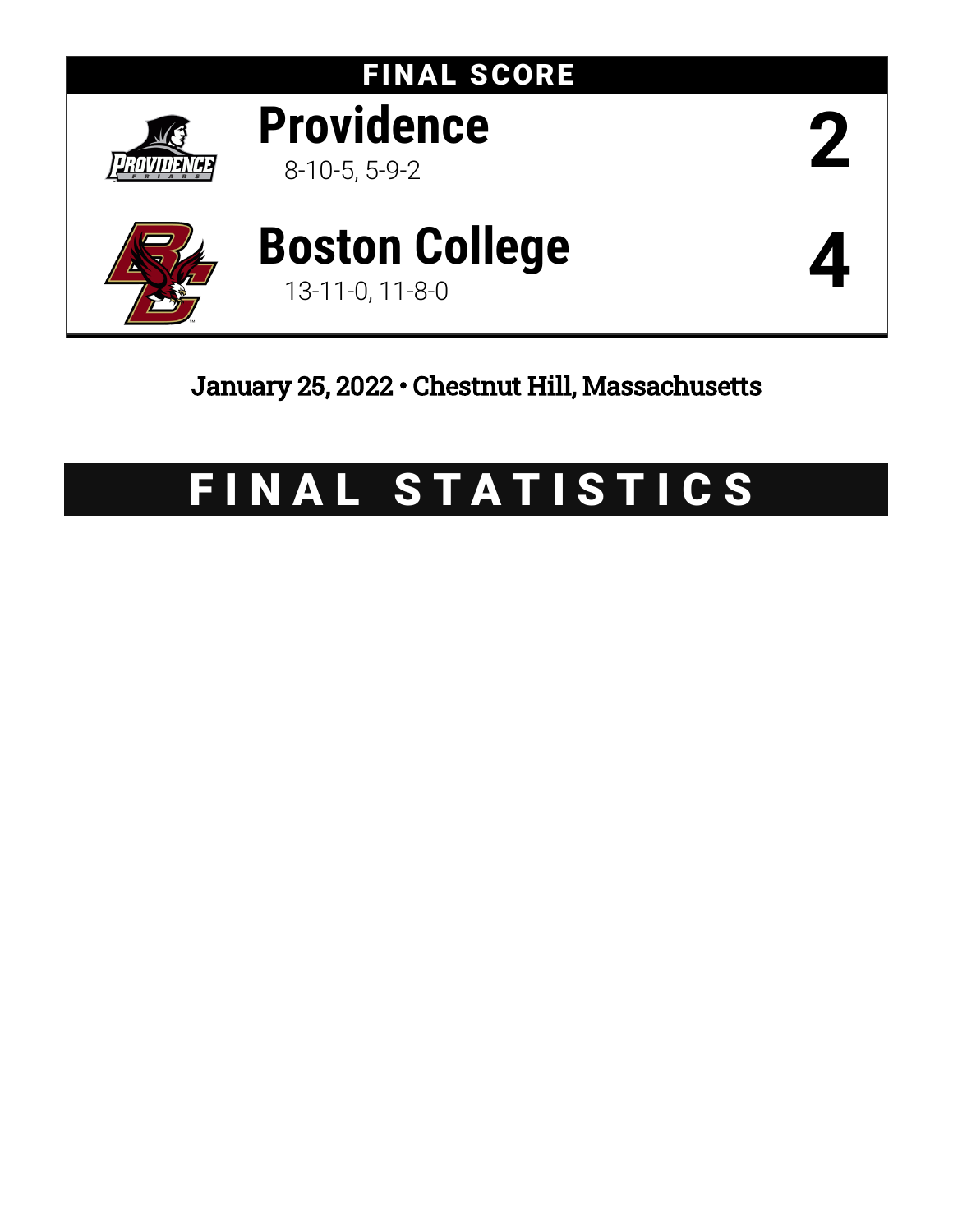# FINAL SCORE

| Team | Record | Score |
| --- | --- | --- |
| **Providence** | 8-10-5, 5-9-2 | **2** |
| **Boston College** | 13-11-0, 11-8-0 | **4** |

January 25, 2022 • Chestnut Hill, Massachusetts

# FINAL STATISTICS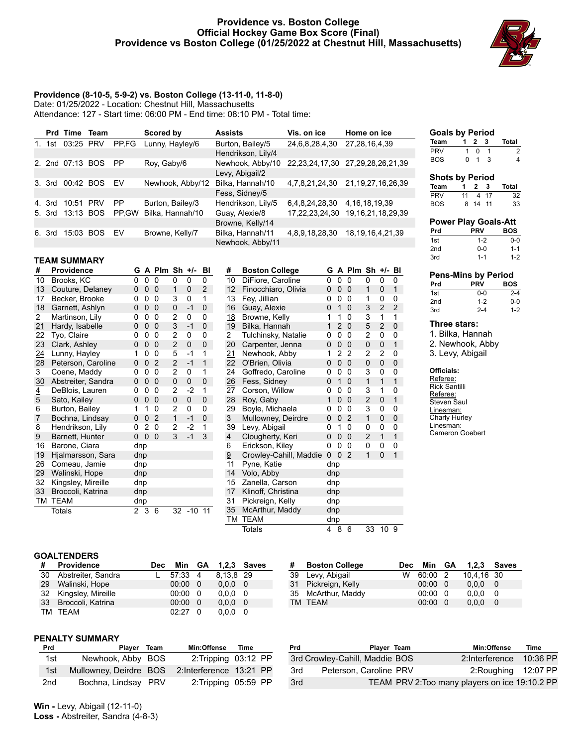# Providence vs. Boston College
## Official Hockey Game Box Score (Final)
## Providence vs Boston College (01/25/2022 at Chestnut Hill, Massachusetts)

**Providence (8-10-5, 5-9-2) vs. Boston College (13-11-0, 11-8-0)**
Date: 01/25/2022 - Location: Chestnut Hill, Massachusetts
Attendance: 127 - Start time: 06:00 PM - End time: 08:10 PM - Total time:

| | Prd | Time | Team | | Scored by | Assists | Vis. on ice | Home on ice |
|---|---|---|---|---|---|---|---|---|
| 1. | 1st | 03:25 | PRV | PP,FG | Lunny, Hayley/6 | Burton, Bailey/5<br>Hendrikson, Lily/4 | 24,6,8,28,4,30 | 27,28,16,4,39 |
| 2. | 2nd | 07:13 | BOS | PP | Roy, Gaby/6 | Newhook, Abby/10<br>Levy, Abigail/2 | 22,23,24,17,30 | 27,29,28,26,21,39 |
| 3. | 3rd | 00:42 | BOS | EV | Newhook, Abby/12 | Bilka, Hannah/10<br>Fess, Sidney/5 | 4,7,8,21,24,30 | 21,19,27,16,26,39 |
| 4. | 3rd | 10:51 | PRV | PP | Burton, Bailey/3 | Hendrikson, Lily/5 | 6,4,8,24,28,30 | 4,16,18,19,39 |
| 5. | 3rd | 13:13 | BOS | PP,GW | Bilka, Hannah/10 | Guay, Alexie/8<br>Browne, Kelly/14 | 17,22,23,24,30 | 19,16,21,18,29,39 |
| 6. | 3rd | 15:03 | BOS | EV | Browne, Kelly/7 | Bilka, Hannah/11<br>Newhook, Abby/11 | 4,8,9,18,28,30 | 18,19,16,4,21,39 |

### Goals by Period

| Team | 1 | 2 | 3 | Total |
|---|---|---|---|---|
| PRV | 1 | 0 | 1 | 2 |
| BOS | 0 | 1 | 3 | 4 |

### Shots by Period

| Team | 1 | 2 | 3 | Total |
|---|---|---|---|---|
| PRV | 11 | 4 | 17 | 32 |
| BOS | 8 | 14 | 11 | 33 |

### Power Play Goals-Att

| Prd | PRV | BOS |
|---|---|---|
| 1st | 1-2 | 0-0 |
| 2nd | 0-0 | 1-1 |
| 3rd | 1-1 | 1-2 |

### Pens-Mins by Period

| Prd | PRV | BOS |
|---|---|---|
| 1st | 0-0 | 2-4 |
| 2nd | 1-2 | 0-0 |
| 3rd | 2-4 | 1-2 |

### Three stars:
1. Bilka, Hannah
2. Newhook, Abby
3. Levy, Abigail

### Officials:
Referee: Rick Santilli
Referee: Steven Saul
Linesman: Charly Hurley
Linesman: Cameron Goebert

## TEAM SUMMARY

| # | Providence | G | A | Plm | Sh | +/- | Bl |
|---|---|---|---|---|---|---|---|
| 10 | Brooks, KC | 0 | 0 | 0 | 0 | 0 | 0 |
| 13 | Couture, Delaney | 0 | 0 | 0 | 1 | 0 | 2 |
| 17 | Becker, Brooke | 0 | 0 | 0 | 3 | 0 | 1 |
| 18 | Garnett, Ashlyn | 0 | 0 | 0 | 0 | -1 | 0 |
| 2 | Martinson, Lily | 0 | 0 | 0 | 2 | 0 | 0 |
| 21 | Hardy, Isabelle | 0 | 0 | 0 | 3 | -1 | 0 |
| 22 | Tyo, Claire | 0 | 0 | 0 | 2 | 0 | 0 |
| 23 | Clark, Ashley | 0 | 0 | 0 | 2 | 0 | 0 |
| 24 | Lunny, Hayley | 1 | 0 | 0 | 5 | -1 | 1 |
| 28 | Peterson, Caroline | 0 | 0 | 2 | 2 | -1 | 1 |
| 3 | Coene, Maddy | 0 | 0 | 0 | 2 | 0 | 1 |
| 30 | Abstreiter, Sandra | 0 | 0 | 0 | 0 | 0 | 0 |
| 4 | DeBlois, Lauren | 0 | 0 | 0 | 2 | -2 | 1 |
| 5 | Sato, Kailey | 0 | 0 | 0 | 0 | 0 | 0 |
| 6 | Burton, Bailey | 1 | 1 | 0 | 2 | 0 | 0 |
| 7 | Bochna, Lindsay | 0 | 0 | 2 | 1 | -1 | 0 |
| 8 | Hendrikson, Lily | 0 | 2 | 0 | 2 | -2 | 1 |
| 9 | Barnett, Hunter | 0 | 0 | 0 | 3 | -1 | 3 |
| 16 | Barone, Ciara | dnp | | | | | |
| 19 | Hjalmarsson, Sara | dnp | | | | | |
| 26 | Comeau, Jamie | dnp | | | | | |
| 29 | Walinski, Hope | dnp | | | | | |
| 32 | Kingsley, Mireille | dnp | | | | | |
| 33 | Broccoli, Katrina | dnp | | | | | |
| TM | TEAM | dnp | | | | | |
| | Totals | 2 | 3 | 6 | 32 | -10 | 11 |

| # | Boston College | G | A | Plm | Sh | +/- | Bl |
|---|---|---|---|---|---|---|---|
| 10 | DiFiore, Caroline | 0 | 0 | 0 | 0 | 0 | 0 |
| 12 | Finocchiaro, Olivia | 0 | 0 | 0 | 1 | 0 | 1 |
| 13 | Fey, Jillian | 0 | 0 | 0 | 1 | 0 | 0 |
| 16 | Guay, Alexie | 0 | 1 | 0 | 3 | 2 | 2 |
| 18 | Browne, Kelly | 1 | 1 | 0 | 3 | 1 | 1 |
| 19 | Bilka, Hannah | 1 | 2 | 0 | 5 | 2 | 0 |
| 2 | Tulchinsky, Natalie | 0 | 0 | 0 | 2 | 0 | 0 |
| 20 | Carpenter, Jenna | 0 | 0 | 0 | 0 | 0 | 1 |
| 21 | Newhook, Abby | 1 | 2 | 2 | 2 | 2 | 0 |
| 22 | O'Brien, Olivia | 0 | 0 | 0 | 0 | 0 | 0 |
| 24 | Goffredo, Caroline | 0 | 0 | 0 | 3 | 0 | 0 |
| 26 | Fess, Sidney | 0 | 1 | 0 | 1 | 1 | 1 |
| 27 | Corson, Willow | 0 | 0 | 0 | 3 | 1 | 0 |
| 28 | Roy, Gaby | 1 | 0 | 0 | 2 | 0 | 1 |
| 29 | Boyle, Michaela | 0 | 0 | 0 | 3 | 0 | 0 |
| 3 | Mullowney, Deirdre | 0 | 0 | 2 | 1 | 0 | 0 |
| 39 | Levy, Abigail | 0 | 1 | 0 | 0 | 0 | 0 |
| 4 | Clougherty, Keri | 0 | 0 | 0 | 2 | 1 | 1 |
| 6 | Erickson, Kiley | 0 | 0 | 0 | 0 | 0 | 0 |
| 9 | Crowley-Cahill, Maddie | 0 | 0 | 2 | 1 | 0 | 1 |
| 11 | Pyne, Katie | dnp | | | | | |
| 14 | Volo, Abby | dnp | | | | | |
| 15 | Zanella, Carson | dnp | | | | | |
| 17 | Klinoff, Christina | dnp | | | | | |
| 31 | Pickreign, Kelly | dnp | | | | | |
| 35 | McArthur, Maddy | dnp | | | | | |
| TM | TEAM | dnp | | | | | |
| | Totals | 4 | 8 | 6 | 33 | 10 | 9 |

## GOALTENDERS

| # | Providence | Dec | Min | GA | 1,2,3 | Saves |
|---|---|---|---|---|---|---|
| 30 | Abstreiter, Sandra | L | 57:33 | 4 | 8,13,8 | 29 |
| 29 | Walinski, Hope | | 00:00 | 0 | 0,0,0 | 0 |
| 32 | Kingsley, Mireille | | 00:00 | 0 | 0,0,0 | 0 |
| 33 | Broccoli, Katrina | | 00:00 | 0 | 0,0,0 | 0 |
| TM | TEAM | | 02:27 | 0 | 0,0,0 | 0 |

| # | Boston College | Dec | Min | GA | 1,2,3 | Saves |
|---|---|---|---|---|---|---|
| 39 | Levy, Abigail | W | 60:00 | 2 | 10,4,16 | 30 |
| 31 | Pickreign, Kelly | | 00:00 | 0 | 0,0,0 | 0 |
| 35 | McArthur, Maddy | | 00:00 | 0 | 0,0,0 | 0 |
| TM | TEAM | | 00:00 | 0 | 0,0,0 | 0 |

## PENALTY SUMMARY

| Prd | Player | Team | Min:Offense | Time |
|---|---|---|---|---|
| 1st | Newhook, Abby | BOS | 2:Tripping | 03:12 PP |
| 1st | Mullowney, Deirdre | BOS | 2:Interference | 13:21 PP |
| 2nd | Bochna, Lindsay | PRV | 2:Tripping | 05:59 PP |
| 3rd | Crowley-Cahill, Maddie | BOS | 2:Interference | 10:36 PP |
| 3rd | Peterson, Caroline | PRV | 2:Roughing | 12:07 PP |
| 3rd | TEAM | PRV | 2:Too many players on ice | 19:10.2 PP |

**Win -** Levy, Abigail (12-11-0)
**Loss -** Abstreiter, Sandra (4-8-3)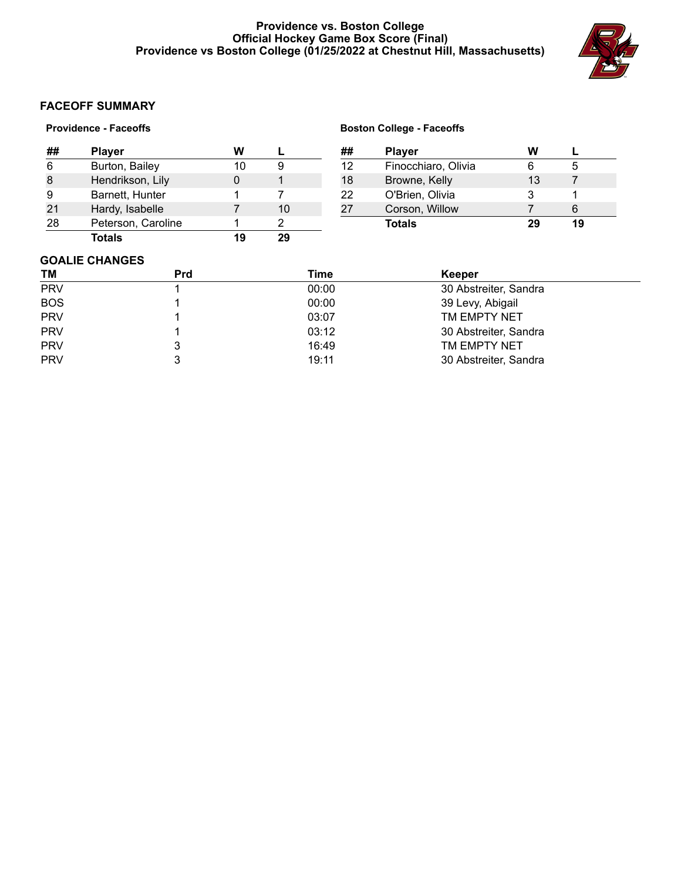Providence vs. Boston College
Official Hockey Game Box Score (Final)
Providence vs Boston College (01/25/2022 at Chestnut Hill, Massachusetts)

## FACEOFF SUMMARY

### Providence - Faceoffs

| ## | Player | W | L |
|---|---|---|---|
| 6 | Burton, Bailey | 10 | 9 |
| 8 | Hendrikson, Lily | 0 | 1 |
| 9 | Barnett, Hunter | 1 | 7 |
| 21 | Hardy, Isabelle | 7 | 10 |
| 28 | Peterson, Caroline | 1 | 2 |
| | **Totals** | **19** | **29** |

### Boston College - Faceoffs

| ## | Player | W | L |
|---|---|---|---|
| 12 | Finocchiaro, Olivia | 6 | 5 |
| 18 | Browne, Kelly | 13 | 7 |
| 22 | O'Brien, Olivia | 3 | 1 |
| 27 | Corson, Willow | 7 | 6 |
| | **Totals** | **29** | **19** |

## GOALIE CHANGES

| TM | Prd | Time | Keeper |
|---|---|---|---|
| PRV | 1 | 00:00 | 30 Abstreiter, Sandra |
| BOS | 1 | 00:00 | 39 Levy, Abigail |
| PRV | 1 | 03:07 | TM EMPTY NET |
| PRV | 1 | 03:12 | 30 Abstreiter, Sandra |
| PRV | 3 | 16:49 | TM EMPTY NET |
| PRV | 3 | 19:11 | 30 Abstreiter, Sandra |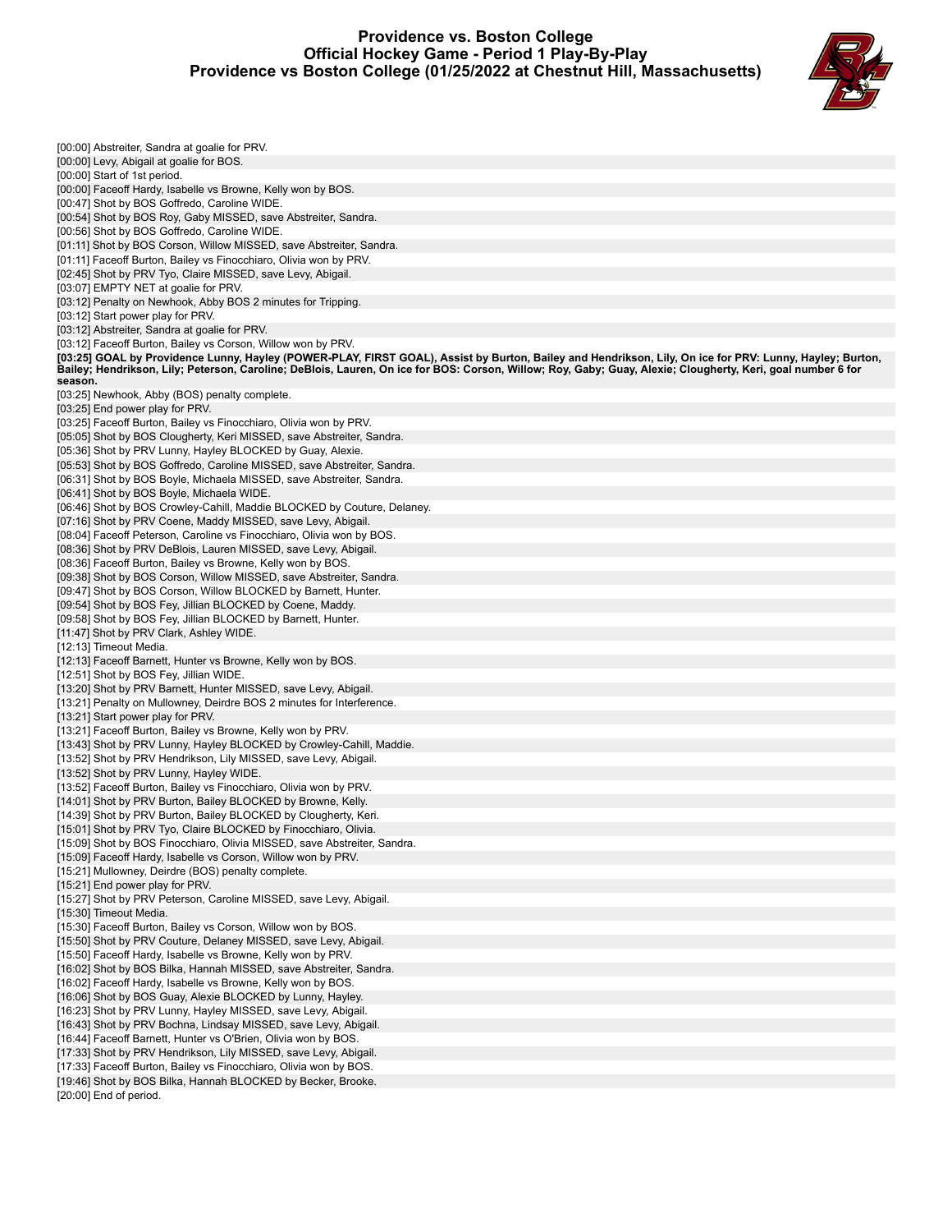# Providence vs. Boston College
## Official Hockey Game - Period 1 Play-By-Play
## Providence vs Boston College (01/25/2022 at Chestnut Hill, Massachusetts)

[00:00] Abstreiter, Sandra at goalie for PRV.
[00:00] Levy, Abigail at goalie for BOS.
[00:00] Start of 1st period.
[00:00] Faceoff Hardy, Isabelle vs Browne, Kelly won by BOS.
[00:47] Shot by BOS Goffredo, Caroline WIDE.
[00:54] Shot by BOS Roy, Gaby MISSED, save Abstreiter, Sandra.
[00:56] Shot by BOS Goffredo, Caroline WIDE.
[01:11] Shot by BOS Corson, Willow MISSED, save Abstreiter, Sandra.
[01:11] Faceoff Burton, Bailey vs Finocchiaro, Olivia won by PRV.
[02:45] Shot by PRV Tyo, Claire MISSED, save Levy, Abigail.
[03:07] EMPTY NET at goalie for PRV.
[03:12] Penalty on Newhook, Abby BOS 2 minutes for Tripping.
[03:12] Start power play for PRV.
[03:12] Abstreiter, Sandra at goalie for PRV.
[03:12] Faceoff Burton, Bailey vs Corson, Willow won by PRV.
**[03:25] GOAL by Providence Lunny, Hayley (POWER-PLAY, FIRST GOAL), Assist by Burton, Bailey and Hendrikson, Lily, On ice for PRV: Lunny, Hayley; Burton, Bailey; Hendrikson, Lily; Peterson, Caroline; DeBlois, Lauren, On ice for BOS: Corson, Willow; Roy, Gaby; Guay, Alexie; Clougherty, Keri, goal number 6 for season.**
[03:25] Newhook, Abby (BOS) penalty complete.
[03:25] End power play for PRV.
[03:25] Faceoff Burton, Bailey vs Finocchiaro, Olivia won by PRV.
[05:05] Shot by BOS Clougherty, Keri MISSED, save Abstreiter, Sandra.
[05:36] Shot by PRV Lunny, Hayley BLOCKED by Guay, Alexie.
[05:53] Shot by BOS Goffredo, Caroline MISSED, save Abstreiter, Sandra.
[06:31] Shot by BOS Boyle, Michaela MISSED, save Abstreiter, Sandra.
[06:41] Shot by BOS Boyle, Michaela WIDE.
[06:46] Shot by BOS Crowley-Cahill, Maddie BLOCKED by Couture, Delaney.
[07:16] Shot by PRV Coene, Maddy MISSED, save Levy, Abigail.
[08:04] Faceoff Peterson, Caroline vs Finocchiaro, Olivia won by BOS.
[08:36] Shot by PRV DeBlois, Lauren MISSED, save Levy, Abigail.
[08:36] Faceoff Burton, Bailey vs Browne, Kelly won by BOS.
[09:38] Shot by BOS Corson, Willow MISSED, save Abstreiter, Sandra.
[09:47] Shot by BOS Corson, Willow BLOCKED by Barnett, Hunter.
[09:54] Shot by BOS Fey, Jillian BLOCKED by Coene, Maddy.
[09:58] Shot by BOS Fey, Jillian BLOCKED by Barnett, Hunter.
[11:47] Shot by PRV Clark, Ashley WIDE.
[12:13] Timeout Media.
[12:13] Faceoff Barnett, Hunter vs Browne, Kelly won by BOS.
[12:51] Shot by BOS Fey, Jillian WIDE.
[13:20] Shot by PRV Barnett, Hunter MISSED, save Levy, Abigail.
[13:21] Penalty on Mullowney, Deirdre BOS 2 minutes for Interference.
[13:21] Start power play for PRV.
[13:21] Faceoff Burton, Bailey vs Browne, Kelly won by PRV.
[13:43] Shot by PRV Lunny, Hayley BLOCKED by Crowley-Cahill, Maddie.
[13:52] Shot by PRV Hendrikson, Lily MISSED, save Levy, Abigail.
[13:52] Shot by PRV Lunny, Hayley WIDE.
[13:52] Faceoff Burton, Bailey vs Finocchiaro, Olivia won by PRV.
[14:01] Shot by PRV Burton, Bailey BLOCKED by Browne, Kelly.
[14:39] Shot by PRV Burton, Bailey BLOCKED by Clougherty, Keri.
[15:01] Shot by PRV Tyo, Claire BLOCKED by Finocchiaro, Olivia.
[15:09] Shot by BOS Finocchiaro, Olivia MISSED, save Abstreiter, Sandra.
[15:09] Faceoff Hardy, Isabelle vs Corson, Willow won by PRV.
[15:21] Mullowney, Deirdre (BOS) penalty complete.
[15:21] End power play for PRV.
[15:27] Shot by PRV Peterson, Caroline MISSED, save Levy, Abigail.
[15:30] Timeout Media.
[15:30] Faceoff Burton, Bailey vs Corson, Willow won by BOS.
[15:50] Shot by PRV Couture, Delaney MISSED, save Levy, Abigail.
[15:50] Faceoff Hardy, Isabelle vs Browne, Kelly won by PRV.
[16:02] Shot by BOS Bilka, Hannah MISSED, save Abstreiter, Sandra.
[16:02] Faceoff Hardy, Isabelle vs Browne, Kelly won by BOS.
[16:06] Shot by BOS Guay, Alexie BLOCKED by Lunny, Hayley.
[16:23] Shot by PRV Lunny, Hayley MISSED, save Levy, Abigail.
[16:43] Shot by PRV Bochna, Lindsay MISSED, save Levy, Abigail.
[16:44] Faceoff Barnett, Hunter vs O'Brien, Olivia won by BOS.
[17:33] Shot by PRV Hendrikson, Lily MISSED, save Levy, Abigail.
[17:33] Faceoff Burton, Bailey vs Finocchiaro, Olivia won by BOS.
[19:46] Shot by BOS Bilka, Hannah BLOCKED by Becker, Brooke.
[20:00] End of period.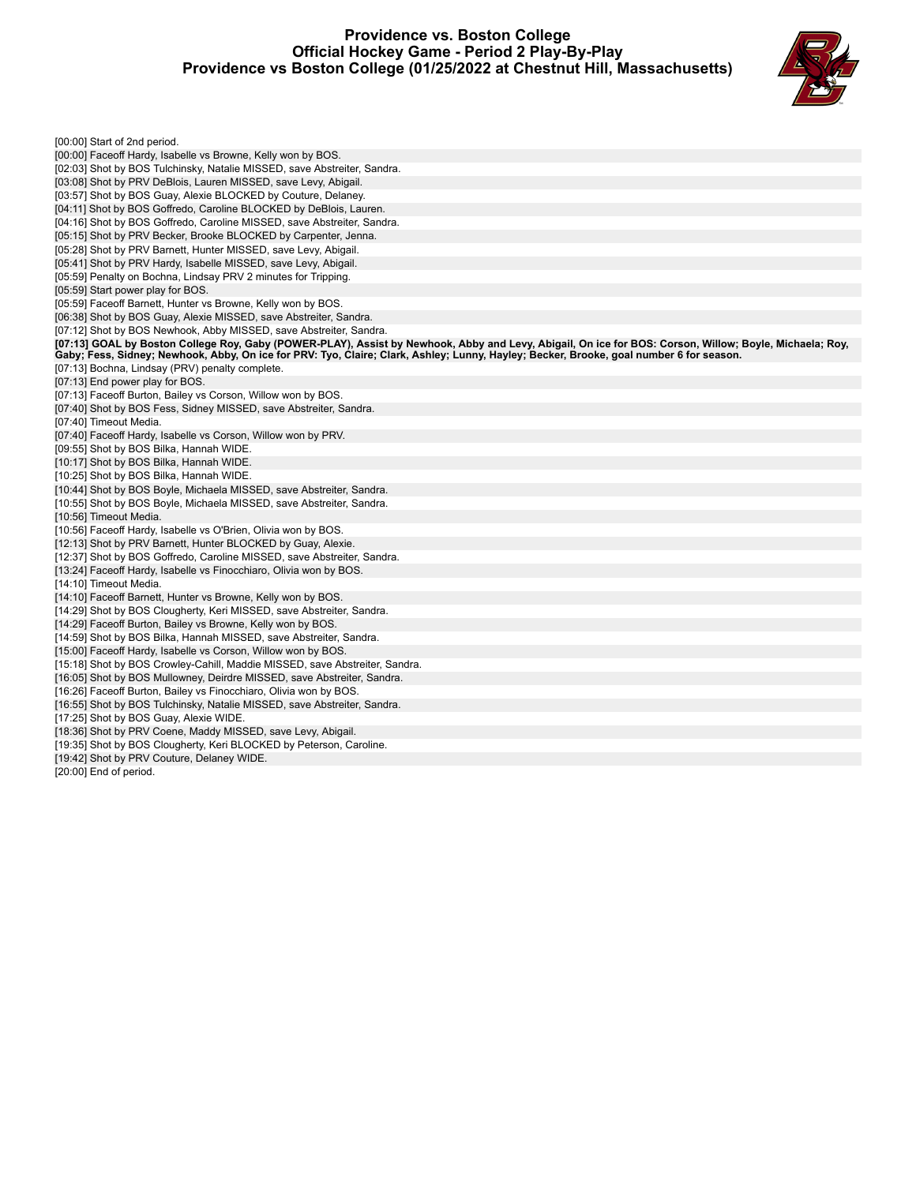# Providence vs. Boston College
## Official Hockey Game - Period 2 Play-By-Play
## Providence vs Boston College (01/25/2022 at Chestnut Hill, Massachusetts)

[00:00] Start of 2nd period.
[00:00] Faceoff Hardy, Isabelle vs Browne, Kelly won by BOS.
[02:03] Shot by BOS Tulchinsky, Natalie MISSED, save Abstreiter, Sandra.
[03:08] Shot by PRV DeBlois, Lauren MISSED, save Levy, Abigail.
[03:57] Shot by BOS Guay, Alexie BLOCKED by Couture, Delaney.
[04:11] Shot by BOS Goffredo, Caroline BLOCKED by DeBlois, Lauren.
[04:16] Shot by BOS Goffredo, Caroline MISSED, save Abstreiter, Sandra.
[05:15] Shot by PRV Becker, Brooke BLOCKED by Carpenter, Jenna.
[05:28] Shot by PRV Barnett, Hunter MISSED, save Levy, Abigail.
[05:41] Shot by PRV Hardy, Isabelle MISSED, save Levy, Abigail.
[05:59] Penalty on Bochna, Lindsay PRV 2 minutes for Tripping.
[05:59] Start power play for BOS.
[05:59] Faceoff Barnett, Hunter vs Browne, Kelly won by BOS.
[06:38] Shot by BOS Guay, Alexie MISSED, save Abstreiter, Sandra.
[07:12] Shot by BOS Newhook, Abby MISSED, save Abstreiter, Sandra.
**[07:13] GOAL by Boston College Roy, Gaby (POWER-PLAY), Assist by Newhook, Abby and Levy, Abigail, On ice for BOS: Corson, Willow; Boyle, Michaela; Roy, Gaby; Fess, Sidney; Newhook, Abby, On ice for PRV: Tyo, Claire; Clark, Ashley; Lunny, Hayley; Becker, Brooke, goal number 6 for season.**
[07:13] Bochna, Lindsay (PRV) penalty complete.
[07:13] End power play for BOS.
[07:13] Faceoff Burton, Bailey vs Corson, Willow won by BOS.
[07:40] Shot by BOS Fess, Sidney MISSED, save Abstreiter, Sandra.
[07:40] Timeout Media.
[07:40] Faceoff Hardy, Isabelle vs Corson, Willow won by PRV.
[09:55] Shot by BOS Bilka, Hannah WIDE.
[10:17] Shot by BOS Bilka, Hannah WIDE.
[10:25] Shot by BOS Bilka, Hannah WIDE.
[10:44] Shot by BOS Boyle, Michaela MISSED, save Abstreiter, Sandra.
[10:55] Shot by BOS Boyle, Michaela MISSED, save Abstreiter, Sandra.
[10:56] Timeout Media.
[10:56] Faceoff Hardy, Isabelle vs O'Brien, Olivia won by BOS.
[12:13] Shot by PRV Barnett, Hunter BLOCKED by Guay, Alexie.
[12:37] Shot by BOS Goffredo, Caroline MISSED, save Abstreiter, Sandra.
[13:24] Faceoff Hardy, Isabelle vs Finocchiaro, Olivia won by BOS.
[14:10] Timeout Media.
[14:10] Faceoff Barnett, Hunter vs Browne, Kelly won by BOS.
[14:29] Shot by BOS Clougherty, Keri MISSED, save Abstreiter, Sandra.
[14:29] Faceoff Burton, Bailey vs Browne, Kelly won by BOS.
[14:59] Shot by BOS Bilka, Hannah MISSED, save Abstreiter, Sandra.
[15:00] Faceoff Hardy, Isabelle vs Corson, Willow won by BOS.
[15:18] Shot by BOS Crowley-Cahill, Maddie MISSED, save Abstreiter, Sandra.
[16:05] Shot by BOS Mullowney, Deirdre MISSED, save Abstreiter, Sandra.
[16:26] Faceoff Burton, Bailey vs Finocchiaro, Olivia won by BOS.
[16:55] Shot by BOS Tulchinsky, Natalie MISSED, save Abstreiter, Sandra.
[17:25] Shot by BOS Guay, Alexie WIDE.
[18:36] Shot by PRV Coene, Maddy MISSED, save Levy, Abigail.
[19:35] Shot by BOS Clougherty, Keri BLOCKED by Peterson, Caroline.
[19:42] Shot by PRV Couture, Delaney WIDE.
[20:00] End of period.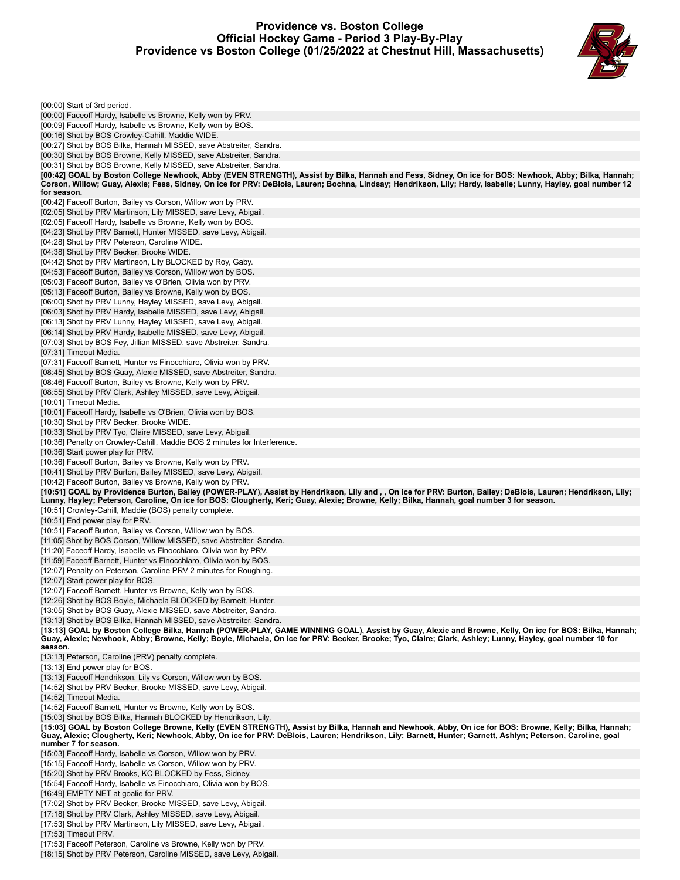# Providence vs. Boston College
## Official Hockey Game - Period 3 Play-By-Play
## Providence vs Boston College (01/25/2022 at Chestnut Hill, Massachusetts)

[00:00] Start of 3rd period.
[00:00] Faceoff Hardy, Isabelle vs Browne, Kelly won by PRV.
[00:09] Faceoff Hardy, Isabelle vs Browne, Kelly won by BOS.
[00:16] Shot by BOS Crowley-Cahill, Maddie WIDE.
[00:27] Shot by BOS Bilka, Hannah MISSED, save Abstreiter, Sandra.
[00:30] Shot by BOS Browne, Kelly MISSED, save Abstreiter, Sandra.
[00:31] Shot by BOS Browne, Kelly MISSED, save Abstreiter, Sandra.
**[00:42] GOAL by Boston College Newhook, Abby (EVEN STRENGTH), Assist by Bilka, Hannah and Fess, Sidney, On ice for BOS: Newhook, Abby; Bilka, Hannah; Corson, Willow; Guay, Alexie; Fess, Sidney, On ice for PRV: DeBlois, Lauren; Bochna, Lindsay; Hendrikson, Lily; Hardy, Isabelle; Lunny, Hayley, goal number 12 for season.**
[00:42] Faceoff Burton, Bailey vs Corson, Willow won by PRV.
[02:05] Shot by PRV Martinson, Lily MISSED, save Levy, Abigail.
[02:05] Faceoff Hardy, Isabelle vs Browne, Kelly won by BOS.
[04:23] Shot by PRV Barnett, Hunter MISSED, save Levy, Abigail.
[04:28] Shot by PRV Peterson, Caroline WIDE.
[04:38] Shot by PRV Becker, Brooke WIDE.
[04:42] Shot by PRV Martinson, Lily BLOCKED by Roy, Gaby.
[04:53] Faceoff Burton, Bailey vs Corson, Willow won by BOS.
[05:03] Faceoff Burton, Bailey vs O'Brien, Olivia won by PRV.
[05:13] Faceoff Burton, Bailey vs Browne, Kelly won by BOS.
[06:00] Shot by PRV Lunny, Hayley MISSED, save Levy, Abigail.
[06:03] Shot by PRV Hardy, Isabelle MISSED, save Levy, Abigail.
[06:13] Shot by PRV Lunny, Hayley MISSED, save Levy, Abigail.
[06:14] Shot by PRV Hardy, Isabelle MISSED, save Levy, Abigail.
[07:03] Shot by BOS Fey, Jillian MISSED, save Abstreiter, Sandra.
[07:31] Timeout Media.
[07:31] Faceoff Barnett, Hunter vs Finocchiaro, Olivia won by PRV.
[08:45] Shot by BOS Guay, Alexie MISSED, save Abstreiter, Sandra.
[08:46] Faceoff Burton, Bailey vs Browne, Kelly won by PRV.
[08:55] Shot by PRV Clark, Ashley MISSED, save Levy, Abigail.
[10:01] Timeout Media.
[10:01] Faceoff Hardy, Isabelle vs O'Brien, Olivia won by BOS.
[10:30] Shot by PRV Becker, Brooke WIDE.
[10:33] Shot by PRV Tyo, Claire MISSED, save Levy, Abigail.
[10:36] Penalty on Crowley-Cahill, Maddie BOS 2 minutes for Interference.
[10:36] Start power play for PRV.
[10:36] Faceoff Burton, Bailey vs Browne, Kelly won by PRV.
[10:41] Shot by PRV Burton, Bailey MISSED, save Levy, Abigail.
[10:42] Faceoff Burton, Bailey vs Browne, Kelly won by PRV.
**[10:51] GOAL by Providence Burton, Bailey (POWER-PLAY), Assist by Hendrikson, Lily and , , On ice for PRV: Burton, Bailey; DeBlois, Lauren; Hendrikson, Lily; Lunny, Hayley; Peterson, Caroline, On ice for BOS: Clougherty, Keri; Guay, Alexie; Browne, Kelly; Bilka, Hannah, goal number 3 for season.**
[10:51] Crowley-Cahill, Maddie (BOS) penalty complete.
[10:51] End power play for PRV.
[10:51] Faceoff Burton, Bailey vs Corson, Willow won by BOS.
[11:05] Shot by BOS Corson, Willow MISSED, save Abstreiter, Sandra.
[11:20] Faceoff Hardy, Isabelle vs Finocchiaro, Olivia won by PRV.
[11:59] Faceoff Barnett, Hunter vs Finocchiaro, Olivia won by BOS.
[12:07] Penalty on Peterson, Caroline PRV 2 minutes for Roughing.
[12:07] Start power play for BOS.
[12:07] Faceoff Barnett, Hunter vs Browne, Kelly won by BOS.
[12:26] Shot by BOS Boyle, Michaela BLOCKED by Barnett, Hunter.
[13:05] Shot by BOS Guay, Alexie MISSED, save Abstreiter, Sandra.
[13:13] Shot by BOS Bilka, Hannah MISSED, save Abstreiter, Sandra.
**[13:13] GOAL by Boston College Bilka, Hannah (POWER-PLAY, GAME WINNING GOAL), Assist by Guay, Alexie and Browne, Kelly, On ice for BOS: Bilka, Hannah; Guay, Alexie; Newhook, Abby; Browne, Kelly; Boyle, Michaela, On ice for PRV: Becker, Brooke; Tyo, Claire; Clark, Ashley; Lunny, Hayley, goal number 10 for season.**
[13:13] Peterson, Caroline (PRV) penalty complete.
[13:13] End power play for BOS.
[13:13] Faceoff Hendrikson, Lily vs Corson, Willow won by BOS.
[14:52] Shot by PRV Becker, Brooke MISSED, save Levy, Abigail.
[14:52] Timeout Media.
[14:52] Faceoff Barnett, Hunter vs Browne, Kelly won by BOS.
[15:03] Shot by BOS Bilka, Hannah BLOCKED by Hendrikson, Lily.
**[15:03] GOAL by Boston College Browne, Kelly (EVEN STRENGTH), Assist by Bilka, Hannah and Newhook, Abby, On ice for BOS: Browne, Kelly; Bilka, Hannah; Guay, Alexie; Clougherty, Keri; Newhook, Abby, On ice for PRV: DeBlois, Lauren; Hendrikson, Lily; Barnett, Hunter; Garnett, Ashlyn; Peterson, Caroline, goal number 7 for season.**
[15:03] Faceoff Hardy, Isabelle vs Corson, Willow won by PRV.
[15:15] Faceoff Hardy, Isabelle vs Corson, Willow won by PRV.
[15:20] Shot by PRV Brooks, KC BLOCKED by Fess, Sidney.
[15:54] Faceoff Hardy, Isabelle vs Finocchiaro, Olivia won by BOS.
[16:49] EMPTY NET at goalie for PRV.
[17:02] Shot by PRV Becker, Brooke MISSED, save Levy, Abigail.
[17:18] Shot by PRV Clark, Ashley MISSED, save Levy, Abigail.
[17:53] Shot by PRV Martinson, Lily MISSED, save Levy, Abigail.
[17:53] Timeout PRV.
[17:53] Faceoff Peterson, Caroline vs Browne, Kelly won by PRV.
[18:15] Shot by PRV Peterson, Caroline MISSED, save Levy, Abigail.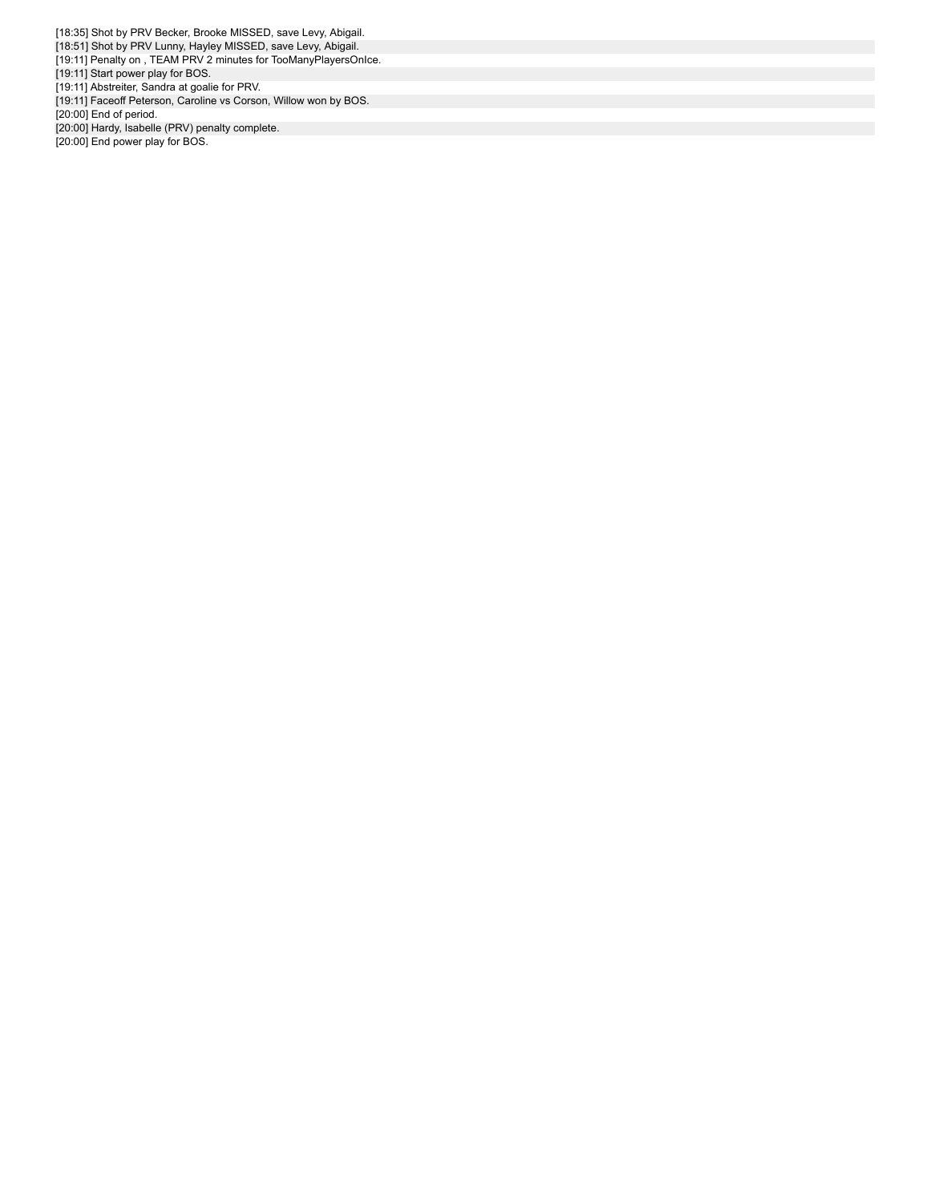[18:35] Shot by PRV Becker, Brooke MISSED, save Levy, Abigail.
[18:51] Shot by PRV Lunny, Hayley MISSED, save Levy, Abigail.
[19:11] Penalty on , TEAM PRV 2 minutes for TooManyPlayersOnIce.
[19:11] Start power play for BOS.
[19:11] Abstreiter, Sandra at goalie for PRV.
[19:11] Faceoff Peterson, Caroline vs Corson, Willow won by BOS.
[20:00] End of period.
[20:00] Hardy, Isabelle (PRV) penalty complete.
[20:00] End power play for BOS.